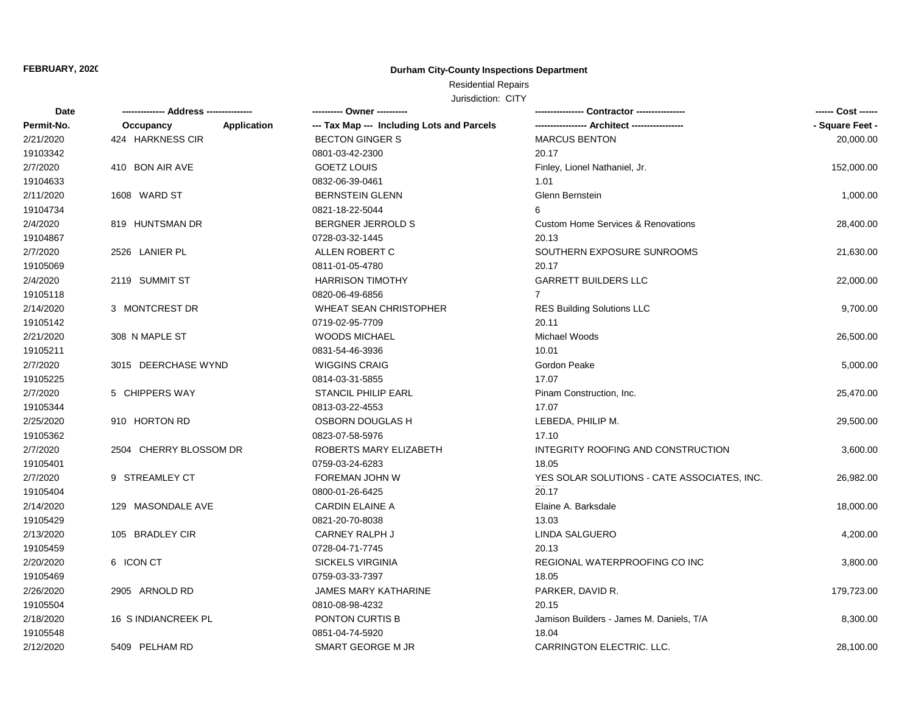FEBRUARY, 2020

# Durham City-County Inspections Department

Residential Repairs

Jurisdiction: CITY

| Date | ------------- Address -------------- | | ---------- Owner ---------- | --------------- Contractor --------------- | ------ Cost ------ |
|---|---|---|---|---|---|
| Permit-No. | Occupancy | Application | --- Tax Map --- Including Lots and Parcels | ---------------- Architect ---------------- | - Square Feet - |
| 2/21/2020 | 424 HARKNESS CIR | | BECTON GINGER S | MARCUS BENTON | 20,000.00 |
| 19103342 | | | 0801-03-42-2300 | 20.17 | |
| 2/7/2020 | 410 BON AIR AVE | | GOETZ LOUIS | Finley, Lionel Nathaniel, Jr. | 152,000.00 |
| 19104633 | | | 0832-06-39-0461 | 1.01 | |
| 2/11/2020 | 1608 WARD ST | | BERNSTEIN GLENN | Glenn Bernstein | 1,000.00 |
| 19104734 | | | 0821-18-22-5044 | 6 | |
| 2/4/2020 | 819 HUNTSMAN DR | | BERGNER JERROLD S | Custom Home Services & Renovations | 28,400.00 |
| 19104867 | | | 0728-03-32-1445 | 20.13 | |
| 2/7/2020 | 2526 LANIER PL | | ALLEN ROBERT C | SOUTHERN EXPOSURE SUNROOMS | 21,630.00 |
| 19105069 | | | 0811-01-05-4780 | 20.17 | |
| 2/4/2020 | 2119 SUMMIT ST | | HARRISON TIMOTHY | GARRETT BUILDERS LLC | 22,000.00 |
| 19105118 | | | 0820-06-49-6856 | 7 | |
| 2/14/2020 | 3 MONTCREST DR | | WHEAT SEAN CHRISTOPHER | RES Building Solutions LLC | 9,700.00 |
| 19105142 | | | 0719-02-95-7709 | 20.11 | |
| 2/21/2020 | 308 N MAPLE ST | | WOODS MICHAEL | Michael Woods | 26,500.00 |
| 19105211 | | | 0831-54-46-3936 | 10.01 | |
| 2/7/2020 | 3015 DEERCHASE WYND | | WIGGINS CRAIG | Gordon Peake | 5,000.00 |
| 19105225 | | | 0814-03-31-5855 | 17.07 | |
| 2/7/2020 | 5 CHIPPERS WAY | | STANCIL PHILIP EARL | Pinam Construction, Inc. | 25,470.00 |
| 19105344 | | | 0813-03-22-4553 | 17.07 | |
| 2/25/2020 | 910 HORTON RD | | OSBORN DOUGLAS H | LEBEDA, PHILIP M. | 29,500.00 |
| 19105362 | | | 0823-07-58-5976 | 17.10 | |
| 2/7/2020 | 2504 CHERRY BLOSSOM DR | | ROBERTS MARY ELIZABETH | INTEGRITY ROOFING AND CONSTRUCTION | 3,600.00 |
| 19105401 | | | 0759-03-24-6283 | 18.05 | |
| 2/7/2020 | 9 STREAMLEY CT | | FOREMAN JOHN W | YES SOLAR SOLUTIONS - CATE ASSOCIATES, INC. | 26,982.00 |
| 19105404 | | | 0800-01-26-6425 | 20.17 | |
| 2/14/2020 | 129 MASONDALE AVE | | CARDIN ELAINE A | Elaine A. Barksdale | 18,000.00 |
| 19105429 | | | 0821-20-70-8038 | 13.03 | |
| 2/13/2020 | 105 BRADLEY CIR | | CARNEY RALPH J | LINDA SALGUERO | 4,200.00 |
| 19105459 | | | 0728-04-71-7745 | 20.13 | |
| 2/20/2020 | 6 ICON CT | | SICKELS VIRGINIA | REGIONAL WATERPROOFING CO INC | 3,800.00 |
| 19105469 | | | 0759-03-33-7397 | 18.05 | |
| 2/26/2020 | 2905 ARNOLD RD | | JAMES MARY KATHARINE | PARKER, DAVID R. | 179,723.00 |
| 19105504 | | | 0810-08-98-4232 | 20.15 | |
| 2/18/2020 | 16 S INDIANCREEK PL | | PONTON CURTIS B | Jamison Builders - James M. Daniels, T/A | 8,300.00 |
| 19105548 | | | 0851-04-74-5920 | 18.04 | |
| 2/12/2020 | 5409 PELHAM RD | | SMART GEORGE M JR | CARRINGTON ELECTRIC. LLC. | 28,100.00 |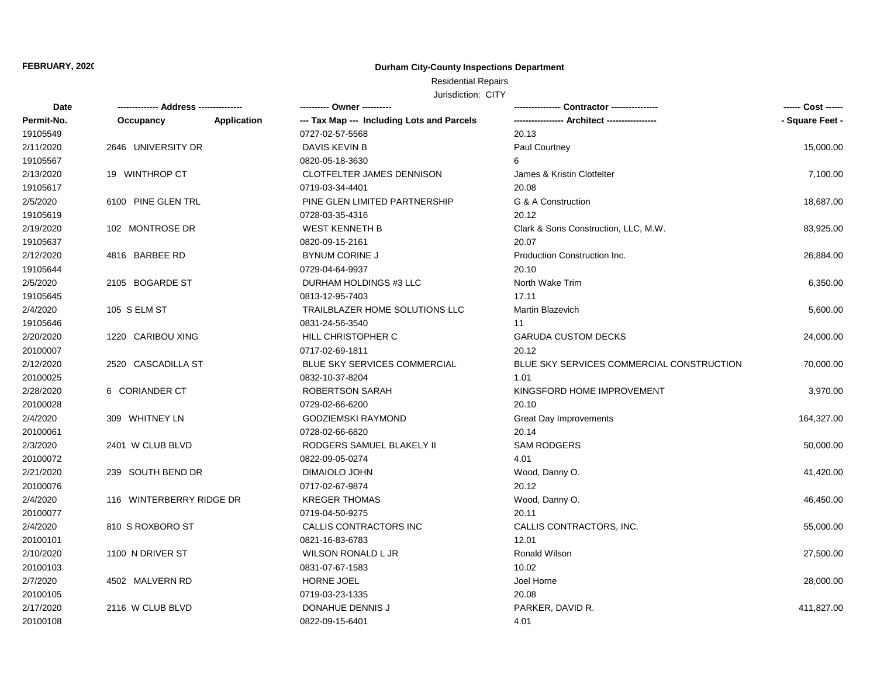**FEBRUARY, 2020**

**Durham City-County Inspections Department**

Residential Repairs

Jurisdiction: CITY

| Date | ------------- Address --------------- | ---------- Owner ---------- | ---------------- Contractor ---------------- | ------ Cost ------ |
|---|---|---|---|---|
| Permit-No. | Occupancy Application | --- Tax Map --- Including Lots and Parcels | ----------------- Architect ----------------- | - Square Feet - |
| 19105549 | | 0727-02-57-5568 | 20.13 | |
| 2/11/2020 | 2646 UNIVERSITY DR | DAVIS KEVIN B | Paul Courtney | 15,000.00 |
| 19105567 | | 0820-05-18-3630 | 6 | |
| 2/13/2020 | 19 WINTHROP CT | CLOTFELTER JAMES DENNISON | James & Kristin Clotfelter | 7,100.00 |
| 19105617 | | 0719-03-34-4401 | 20.08 | |
| 2/5/2020 | 6100 PINE GLEN TRL | PINE GLEN LIMITED PARTNERSHIP | G & A Construction | 18,687.00 |
| 19105619 | | 0728-03-35-4316 | 20.12 | |
| 2/19/2020 | 102 MONTROSE DR | WEST KENNETH B | Clark & Sons Construction, LLC, M.W. | 83,925.00 |
| 19105637 | | 0820-09-15-2161 | 20.07 | |
| 2/12/2020 | 4816 BARBEE RD | BYNUM CORINE J | Production Construction Inc. | 26,884.00 |
| 19105644 | | 0729-04-64-9937 | 20.10 | |
| 2/5/2020 | 2105 BOGARDE ST | DURHAM HOLDINGS #3 LLC | North Wake Trim | 6,350.00 |
| 19105645 | | 0813-12-95-7403 | 17.11 | |
| 2/4/2020 | 105 S ELM ST | TRAILBLAZER HOME SOLUTIONS LLC | Martin Blazevich | 5,600.00 |
| 19105646 | | 0831-24-56-3540 | 11 | |
| 2/20/2020 | 1220 CARIBOU XING | HILL CHRISTOPHER C | GARUDA CUSTOM DECKS | 24,000.00 |
| 20100007 | | 0717-02-69-1811 | 20.12 | |
| 2/12/2020 | 2520 CASCADILLA ST | BLUE SKY SERVICES COMMERCIAL | BLUE SKY SERVICES COMMERCIAL CONSTRUCTION | 70,000.00 |
| 20100025 | | 0832-10-37-8204 | 1.01 | |
| 2/28/2020 | 6 CORIANDER CT | ROBERTSON SARAH | KINGSFORD HOME IMPROVEMENT | 3,970.00 |
| 20100028 | | 0729-02-66-6200 | 20.10 | |
| 2/4/2020 | 309 WHITNEY LN | GODZIEMSKI RAYMOND | Great Day Improvements | 164,327.00 |
| 20100061 | | 0728-02-66-6820 | 20.14 | |
| 2/3/2020 | 2401 W CLUB BLVD | RODGERS SAMUEL BLAKELY II | SAM RODGERS | 50,000.00 |
| 20100072 | | 0822-09-05-0274 | 4.01 | |
| 2/21/2020 | 239 SOUTH BEND DR | DIMAIOLO JOHN | Wood, Danny O. | 41,420.00 |
| 20100076 | | 0717-02-67-9874 | 20.12 | |
| 2/4/2020 | 116 WINTERBERRY RIDGE DR | KREGER THOMAS | Wood, Danny O. | 46,450.00 |
| 20100077 | | 0719-04-50-9275 | 20.11 | |
| 2/4/2020 | 810 S ROXBORO ST | CALLIS CONTRACTORS INC | CALLIS CONTRACTORS, INC. | 55,000.00 |
| 20100101 | | 0821-16-83-6783 | 12.01 | |
| 2/10/2020 | 1100 N DRIVER ST | WILSON RONALD L JR | Ronald Wilson | 27,500.00 |
| 20100103 | | 0831-07-67-1583 | 10.02 | |
| 2/7/2020 | 4502 MALVERN RD | HORNE JOEL | Joel Horne | 28,000.00 |
| 20100105 | | 0719-03-23-1335 | 20.08 | |
| 2/17/2020 | 2116 W CLUB BLVD | DONAHUE DENNIS J | PARKER, DAVID R. | 411,827.00 |
| 20100108 | | 0822-09-15-6401 | 4.01 | |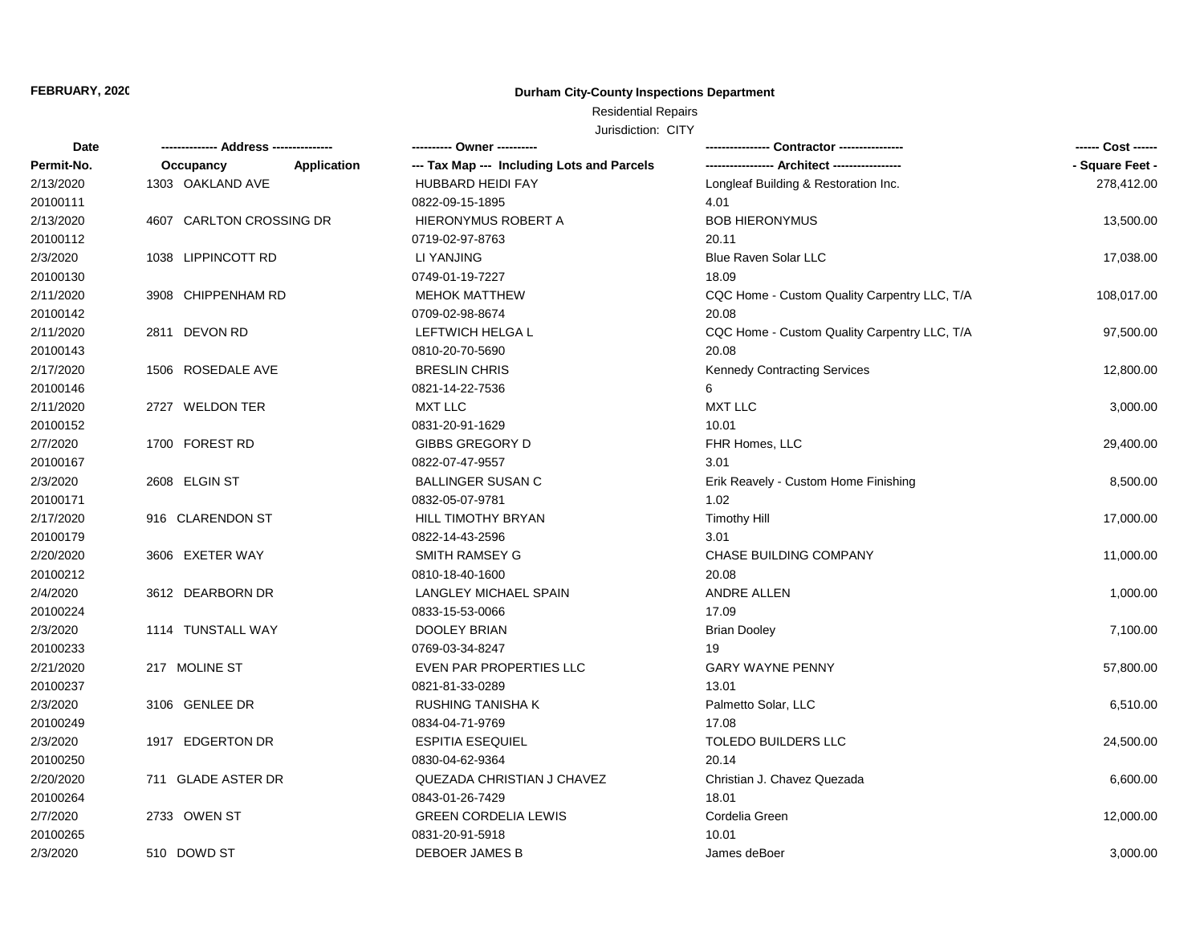FEBRUARY, 2020

**Durham City-County Inspections Department**

Residential Repairs

Jurisdiction: CITY

| Date | ------------- Address --------------- | | ---------- Owner ---------- | ---------------- Contractor ---------------- | ------ Cost ------ |
|---|---|---|---|---|---|
| Permit-No. | Occupancy | Application | --- Tax Map --- Including Lots and Parcels | ----------------- Architect ----------------- | - Square Feet - |
| 2/13/2020 | 1303 OAKLAND AVE | | HUBBARD HEIDI FAY | Longleaf Building & Restoration Inc. | 278,412.00 |
| 20100111 | | | 0822-09-15-1895 | 4.01 | |
| 2/13/2020 | 4607 CARLTON CROSSING DR | | HIERONYMUS ROBERT A | BOB HIERONYMUS | 13,500.00 |
| 20100112 | | | 0719-02-97-8763 | 20.11 | |
| 2/3/2020 | 1038 LIPPINCOTT RD | | LI YANJING | Blue Raven Solar LLC | 17,038.00 |
| 20100130 | | | 0749-01-19-7227 | 18.09 | |
| 2/11/2020 | 3908 CHIPPENHAM RD | | MEHOK MATTHEW | CQC Home - Custom Quality Carpentry LLC, T/A | 108,017.00 |
| 20100142 | | | 0709-02-98-8674 | 20.08 | |
| 2/11/2020 | 2811 DEVON RD | | LEFTWICH HELGA L | CQC Home - Custom Quality Carpentry LLC, T/A | 97,500.00 |
| 20100143 | | | 0810-20-70-5690 | 20.08 | |
| 2/17/2020 | 1506 ROSEDALE AVE | | BRESLIN CHRIS | Kennedy Contracting Services | 12,800.00 |
| 20100146 | | | 0821-14-22-7536 | 6 | |
| 2/11/2020 | 2727 WELDON TER | | MXT LLC | MXT LLC | 3,000.00 |
| 20100152 | | | 0831-20-91-1629 | 10.01 | |
| 2/7/2020 | 1700 FOREST RD | | GIBBS GREGORY D | FHR Homes, LLC | 29,400.00 |
| 20100167 | | | 0822-07-47-9557 | 3.01 | |
| 2/3/2020 | 2608 ELGIN ST | | BALLINGER SUSAN C | Erik Reavely - Custom Home Finishing | 8,500.00 |
| 20100171 | | | 0832-05-07-9781 | 1.02 | |
| 2/17/2020 | 916 CLARENDON ST | | HILL TIMOTHY BRYAN | Timothy Hill | 17,000.00 |
| 20100179 | | | 0822-14-43-2596 | 3.01 | |
| 2/20/2020 | 3606 EXETER WAY | | SMITH RAMSEY G | CHASE BUILDING COMPANY | 11,000.00 |
| 20100212 | | | 0810-18-40-1600 | 20.08 | |
| 2/4/2020 | 3612 DEARBORN DR | | LANGLEY MICHAEL SPAIN | ANDRE ALLEN | 1,000.00 |
| 20100224 | | | 0833-15-53-0066 | 17.09 | |
| 2/3/2020 | 1114 TUNSTALL WAY | | DOOLEY BRIAN | Brian Dooley | 7,100.00 |
| 20100233 | | | 0769-03-34-8247 | 19 | |
| 2/21/2020 | 217 MOLINE ST | | EVEN PAR PROPERTIES LLC | GARY WAYNE PENNY | 57,800.00 |
| 20100237 | | | 0821-81-33-0289 | 13.01 | |
| 2/3/2020 | 3106 GENLEE DR | | RUSHING TANISHA K | Palmetto Solar, LLC | 6,510.00 |
| 20100249 | | | 0834-04-71-9769 | 17.08 | |
| 2/3/2020 | 1917 EDGERTON DR | | ESPITIA ESEQUIEL | TOLEDO BUILDERS LLC | 24,500.00 |
| 20100250 | | | 0830-04-62-9364 | 20.14 | |
| 2/20/2020 | 711 GLADE ASTER DR | | QUEZADA CHRISTIAN J CHAVEZ | Christian J. Chavez Quezada | 6,600.00 |
| 20100264 | | | 0843-01-26-7429 | 18.01 | |
| 2/7/2020 | 2733 OWEN ST | | GREEN CORDELIA LEWIS | Cordelia Green | 12,000.00 |
| 20100265 | | | 0831-20-91-5918 | 10.01 | |
| 2/3/2020 | 510 DOWD ST | | DEBOER JAMES B | James deBoer | 3,000.00 |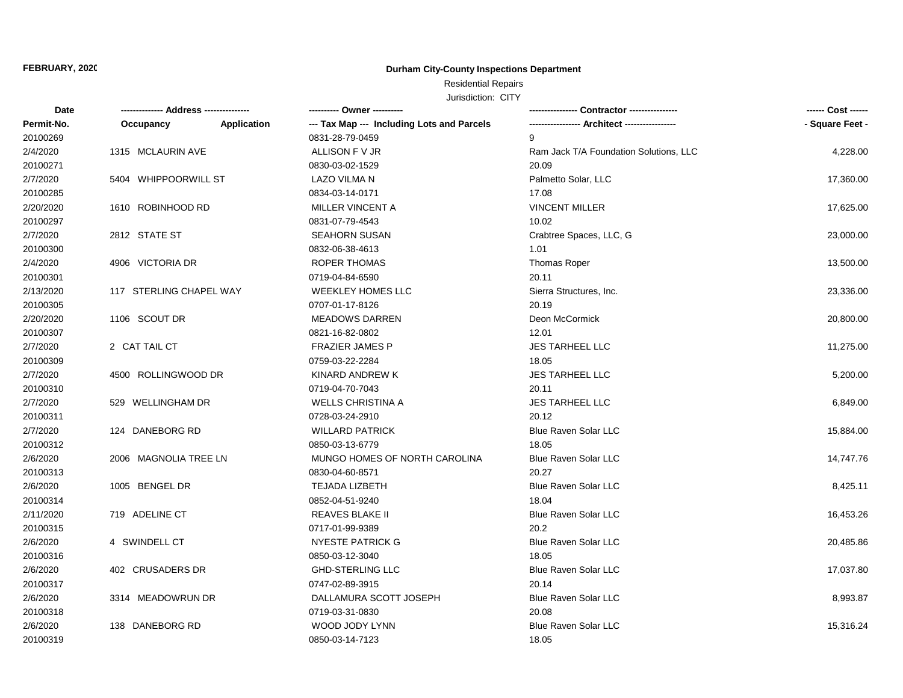FEBRUARY, 202(

**Durham City-County Inspections Department**

Residential Repairs

Jurisdiction: CITY

| Date | ------------- Address -------------- | ---------- Owner ---------- | ---------------- Contractor ---------------- | ------ Cost ------ |
|---|---|---|---|---|
| Permit-No. | Occupancy Application | --- Tax Map --- Including Lots and Parcels | ----------------- Architect ----------------- | - Square Feet - |
| 20100269 | | 0831-28-79-0459 | 9 | |
| 2/4/2020 | 1315 MCLAURIN AVE | ALLISON F V JR | Ram Jack T/A Foundation Solutions, LLC | 4,228.00 |
| 20100271 | | 0830-03-02-1529 | 20.09 | |
| 2/7/2020 | 5404 WHIPPOORWILL ST | LAZO VILMA N | Palmetto Solar, LLC | 17,360.00 |
| 20100285 | | 0834-03-14-0171 | 17.08 | |
| 2/20/2020 | 1610 ROBINHOOD RD | MILLER VINCENT A | VINCENT MILLER | 17,625.00 |
| 20100297 | | 0831-07-79-4543 | 10.02 | |
| 2/7/2020 | 2812 STATE ST | SEAHORN SUSAN | Crabtree Spaces, LLC, G | 23,000.00 |
| 20100300 | | 0832-06-38-4613 | 1.01 | |
| 2/4/2020 | 4906 VICTORIA DR | ROPER THOMAS | Thomas Roper | 13,500.00 |
| 20100301 | | 0719-04-84-6590 | 20.11 | |
| 2/13/2020 | 117 STERLING CHAPEL WAY | WEEKLEY HOMES LLC | Sierra Structures, Inc. | 23,336.00 |
| 20100305 | | 0707-01-17-8126 | 20.19 | |
| 2/20/2020 | 1106 SCOUT DR | MEADOWS DARREN | Deon McCormick | 20,800.00 |
| 20100307 | | 0821-16-82-0802 | 12.01 | |
| 2/7/2020 | 2 CAT TAIL CT | FRAZIER JAMES P | JES TARHEEL LLC | 11,275.00 |
| 20100309 | | 0759-03-22-2284 | 18.05 | |
| 2/7/2020 | 4500 ROLLINGWOOD DR | KINARD ANDREW K | JES TARHEEL LLC | 5,200.00 |
| 20100310 | | 0719-04-70-7043 | 20.11 | |
| 2/7/2020 | 529 WELLINGHAM DR | WELLS CHRISTINA A | JES TARHEEL LLC | 6,849.00 |
| 20100311 | | 0728-03-24-2910 | 20.12 | |
| 2/7/2020 | 124 DANEBORG RD | WILLARD PATRICK | Blue Raven Solar LLC | 15,884.00 |
| 20100312 | | 0850-03-13-6779 | 18.05 | |
| 2/6/2020 | 2006 MAGNOLIA TREE LN | MUNGO HOMES OF NORTH CAROLINA | Blue Raven Solar LLC | 14,747.76 |
| 20100313 | | 0830-04-60-8571 | 20.27 | |
| 2/6/2020 | 1005 BENGEL DR | TEJADA LIZBETH | Blue Raven Solar LLC | 8,425.11 |
| 20100314 | | 0852-04-51-9240 | 18.04 | |
| 2/11/2020 | 719 ADELINE CT | REAVES BLAKE II | Blue Raven Solar LLC | 16,453.26 |
| 20100315 | | 0717-01-99-9389 | 20.2 | |
| 2/6/2020 | 4 SWINDELL CT | NYESTE PATRICK G | Blue Raven Solar LLC | 20,485.86 |
| 20100316 | | 0850-03-12-3040 | 18.05 | |
| 2/6/2020 | 402 CRUSADERS DR | GHD-STERLING LLC | Blue Raven Solar LLC | 17,037.80 |
| 20100317 | | 0747-02-89-3915 | 20.14 | |
| 2/6/2020 | 3314 MEADOWRUN DR | DALLAMURA SCOTT JOSEPH | Blue Raven Solar LLC | 8,993.87 |
| 20100318 | | 0719-03-31-0830 | 20.08 | |
| 2/6/2020 | 138 DANEBORG RD | WOOD JODY LYNN | Blue Raven Solar LLC | 15,316.24 |
| 20100319 | | 0850-03-14-7123 | 18.05 | |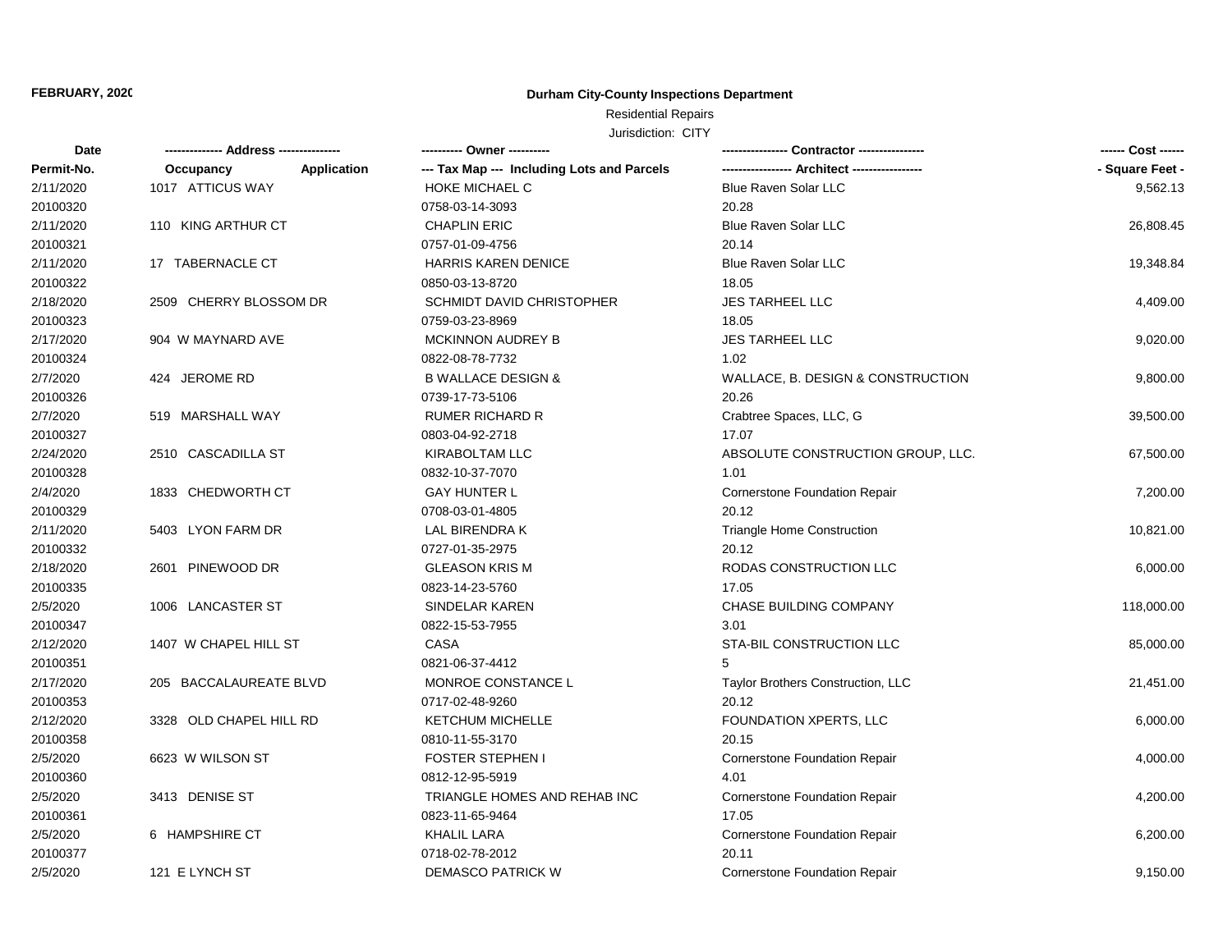**FEBRUARY, 2020**

**Durham City-County Inspections Department**

Residential Repairs

Jurisdiction: CITY

| Date | ------------- Address -------------- | ---------- Owner ---------- | --------------- Contractor --------------- | ------ Cost ------ |
|---|---|---|---|---|
| Permit-No. | Occupancy Application | --- Tax Map --- Including Lots and Parcels | ---------------- Architect ---------------- | - Square Feet - |
| 2/11/2020 | 1017 ATTICUS WAY | HOKE MICHAEL C | Blue Raven Solar LLC | 9,562.13 |
| 20100320 | | 0758-03-14-3093 | 20.28 | |
| 2/11/2020 | 110 KING ARTHUR CT | CHAPLIN ERIC | Blue Raven Solar LLC | 26,808.45 |
| 20100321 | | 0757-01-09-4756 | 20.14 | |
| 2/11/2020 | 17 TABERNACLE CT | HARRIS KAREN DENICE | Blue Raven Solar LLC | 19,348.84 |
| 20100322 | | 0850-03-13-8720 | 18.05 | |
| 2/18/2020 | 2509 CHERRY BLOSSOM DR | SCHMIDT DAVID CHRISTOPHER | JES TARHEEL LLC | 4,409.00 |
| 20100323 | | 0759-03-23-8969 | 18.05 | |
| 2/17/2020 | 904 W MAYNARD AVE | MCKINNON AUDREY B | JES TARHEEL LLC | 9,020.00 |
| 20100324 | | 0822-08-78-7732 | 1.02 | |
| 2/7/2020 | 424 JEROME RD | B WALLACE DESIGN & | WALLACE, B. DESIGN & CONSTRUCTION | 9,800.00 |
| 20100326 | | 0739-17-73-5106 | 20.26 | |
| 2/7/2020 | 519 MARSHALL WAY | RUMER RICHARD R | Crabtree Spaces, LLC, G | 39,500.00 |
| 20100327 | | 0803-04-92-2718 | 17.07 | |
| 2/24/2020 | 2510 CASCADILLA ST | KIRABOLTAM LLC | ABSOLUTE CONSTRUCTION GROUP, LLC. | 67,500.00 |
| 20100328 | | 0832-10-37-7070 | 1.01 | |
| 2/4/2020 | 1833 CHEDWORTH CT | GAY HUNTER L | Cornerstone Foundation Repair | 7,200.00 |
| 20100329 | | 0708-03-01-4805 | 20.12 | |
| 2/11/2020 | 5403 LYON FARM DR | LAL BIRENDRA K | Triangle Home Construction | 10,821.00 |
| 20100332 | | 0727-01-35-2975 | 20.12 | |
| 2/18/2020 | 2601 PINEWOOD DR | GLEASON KRIS M | RODAS CONSTRUCTION LLC | 6,000.00 |
| 20100335 | | 0823-14-23-5760 | 17.05 | |
| 2/5/2020 | 1006 LANCASTER ST | SINDELAR KAREN | CHASE BUILDING COMPANY | 118,000.00 |
| 20100347 | | 0822-15-53-7955 | 3.01 | |
| 2/12/2020 | 1407 W CHAPEL HILL ST | CASA | STA-BIL CONSTRUCTION LLC | 85,000.00 |
| 20100351 | | 0821-06-37-4412 | 5 | |
| 2/17/2020 | 205 BACCALAUREATE BLVD | MONROE CONSTANCE L | Taylor Brothers Construction, LLC | 21,451.00 |
| 20100353 | | 0717-02-48-9260 | 20.12 | |
| 2/12/2020 | 3328 OLD CHAPEL HILL RD | KETCHUM MICHELLE | FOUNDATION XPERTS, LLC | 6,000.00 |
| 20100358 | | 0810-11-55-3170 | 20.15 | |
| 2/5/2020 | 6623 W WILSON ST | FOSTER STEPHEN I | Cornerstone Foundation Repair | 4,000.00 |
| 20100360 | | 0812-12-95-5919 | 4.01 | |
| 2/5/2020 | 3413 DENISE ST | TRIANGLE HOMES AND REHAB INC | Cornerstone Foundation Repair | 4,200.00 |
| 20100361 | | 0823-11-65-9464 | 17.05 | |
| 2/5/2020 | 6 HAMPSHIRE CT | KHALIL LARA | Cornerstone Foundation Repair | 6,200.00 |
| 20100377 | | 0718-02-78-2012 | 20.11 | |
| 2/5/2020 | 121 E LYNCH ST | DEMASCO PATRICK W | Cornerstone Foundation Repair | 9,150.00 |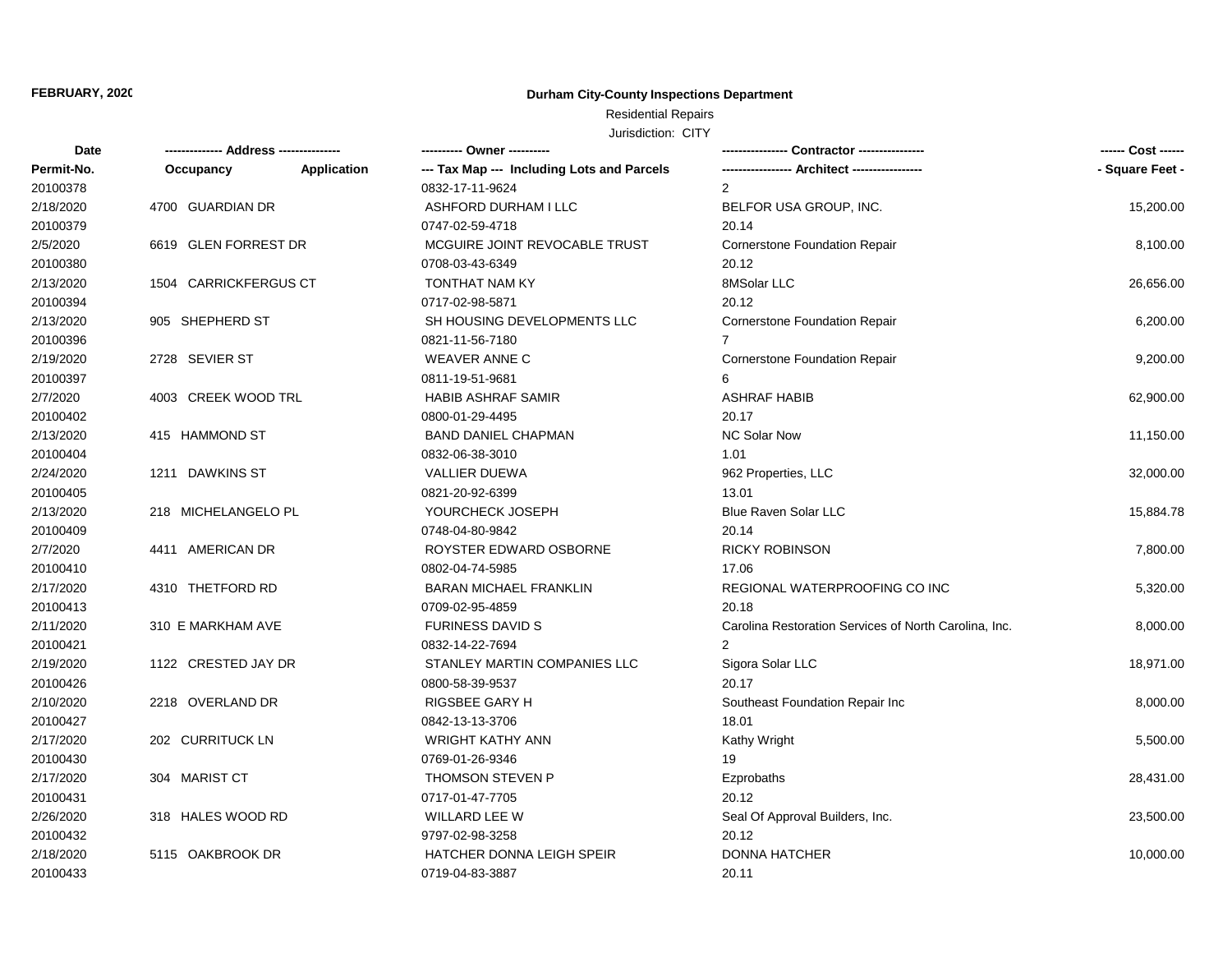**FEBRUARY, 2020**

**Durham City-County Inspections Department**

Residential Repairs

Jurisdiction: CITY

| Date | ------------- Address -------------- | | ---------- Owner ---------- | --------------- Contractor --------------- | ------ Cost ------ |
|---|---|---|---|---|---|
| Permit-No. | Occupancy | Application | --- Tax Map --- Including Lots and Parcels | ---------------- Architect ---------------- | - Square Feet - |
| 20100378 | | | 0832-17-11-9624 | 2 | |
| 2/18/2020 | 4700 GUARDIAN DR | | ASHFORD DURHAM I LLC | BELFOR USA GROUP, INC. | 15,200.00 |
| 20100379 | | | 0747-02-59-4718 | 20.14 | |
| 2/5/2020 | 6619 GLEN FORREST DR | | MCGUIRE JOINT REVOCABLE TRUST | Cornerstone Foundation Repair | 8,100.00 |
| 20100380 | | | 0708-03-43-6349 | 20.12 | |
| 2/13/2020 | 1504 CARRICKFERGUS CT | | TONTHAT NAM KY | 8MSolar LLC | 26,656.00 |
| 20100394 | | | 0717-02-98-5871 | 20.12 | |
| 2/13/2020 | 905 SHEPHERD ST | | SH HOUSING DEVELOPMENTS LLC | Cornerstone Foundation Repair | 6,200.00 |
| 20100396 | | | 0821-11-56-7180 | 7 | |
| 2/19/2020 | 2728 SEVIER ST | | WEAVER ANNE C | Cornerstone Foundation Repair | 9,200.00 |
| 20100397 | | | 0811-19-51-9681 | 6 | |
| 2/7/2020 | 4003 CREEK WOOD TRL | | HABIB ASHRAF SAMIR | ASHRAF HABIB | 62,900.00 |
| 20100402 | | | 0800-01-29-4495 | 20.17 | |
| 2/13/2020 | 415 HAMMOND ST | | BAND DANIEL CHAPMAN | NC Solar Now | 11,150.00 |
| 20100404 | | | 0832-06-38-3010 | 1.01 | |
| 2/24/2020 | 1211 DAWKINS ST | | VALLIER DUEWA | 962 Properties, LLC | 32,000.00 |
| 20100405 | | | 0821-20-92-6399 | 13.01 | |
| 2/13/2020 | 218 MICHELANGELO PL | | YOURCHECK JOSEPH | Blue Raven Solar LLC | 15,884.78 |
| 20100409 | | | 0748-04-80-9842 | 20.14 | |
| 2/7/2020 | 4411 AMERICAN DR | | ROYSTER EDWARD OSBORNE | RICKY ROBINSON | 7,800.00 |
| 20100410 | | | 0802-04-74-5985 | 17.06 | |
| 2/17/2020 | 4310 THETFORD RD | | BARAN MICHAEL FRANKLIN | REGIONAL WATERPROOFING CO INC | 5,320.00 |
| 20100413 | | | 0709-02-95-4859 | 20.18 | |
| 2/11/2020 | 310 E MARKHAM AVE | | FURINESS DAVID S | Carolina Restoration Services of North Carolina, Inc. | 8,000.00 |
| 20100421 | | | 0832-14-22-7694 | 2 | |
| 2/19/2020 | 1122 CRESTED JAY DR | | STANLEY MARTIN COMPANIES LLC | Sigora Solar LLC | 18,971.00 |
| 20100426 | | | 0800-58-39-9537 | 20.17 | |
| 2/10/2020 | 2218 OVERLAND DR | | RIGSBEE GARY H | Southeast Foundation Repair Inc | 8,000.00 |
| 20100427 | | | 0842-13-13-3706 | 18.01 | |
| 2/17/2020 | 202 CURRITUCK LN | | WRIGHT KATHY ANN | Kathy Wright | 5,500.00 |
| 20100430 | | | 0769-01-26-9346 | 19 | |
| 2/17/2020 | 304 MARIST CT | | THOMSON STEVEN P | Ezprobaths | 28,431.00 |
| 20100431 | | | 0717-01-47-7705 | 20.12 | |
| 2/26/2020 | 318 HALES WOOD RD | | WILLARD LEE W | Seal Of Approval Builders, Inc. | 23,500.00 |
| 20100432 | | | 9797-02-98-3258 | 20.12 | |
| 2/18/2020 | 5115 OAKBROOK DR | | HATCHER DONNA LEIGH SPEIR | DONNA HATCHER | 10,000.00 |
| 20100433 | | | 0719-04-83-3887 | 20.11 | |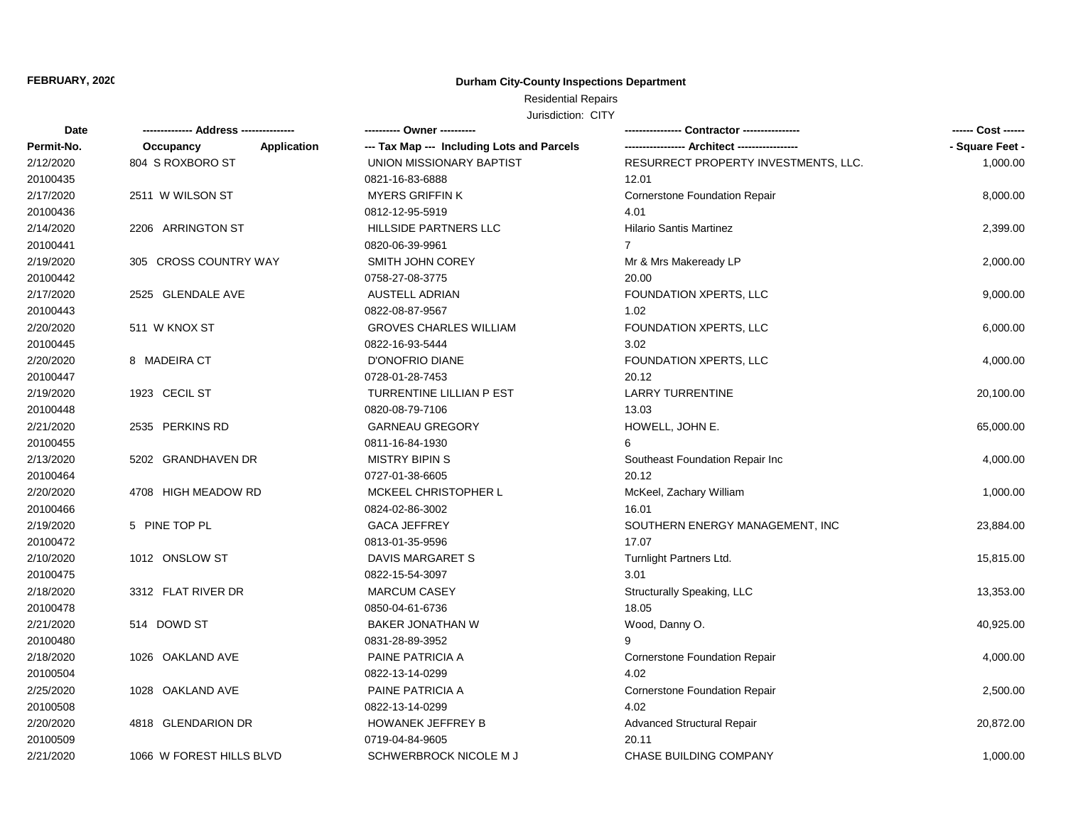FEBRUARY, 2020

**Durham City-County Inspections Department**

Residential Repairs

Jurisdiction: CITY

| Date | ------------- Address -------------- | | ---------- Owner ---------- | ---------------- Contractor ---------------- | ------ Cost ------ |
|---|---|---|---|---|---|
| Permit-No. | Occupancy | Application | --- Tax Map --- Including Lots and Parcels | ----------------- Architect ----------------- | - Square Feet - |
| 2/12/2020 | 804 S ROXBORO ST | | UNION MISSIONARY BAPTIST | RESURRECT PROPERTY INVESTMENTS, LLC. | 1,000.00 |
| 20100435 | | | 0821-16-83-6888 | 12.01 | |
| 2/17/2020 | 2511 W WILSON ST | | MYERS GRIFFIN K | Cornerstone Foundation Repair | 8,000.00 |
| 20100436 | | | 0812-12-95-5919 | 4.01 | |
| 2/14/2020 | 2206 ARRINGTON ST | | HILLSIDE PARTNERS LLC | Hilario Santis Martinez | 2,399.00 |
| 20100441 | | | 0820-06-39-9961 | 7 | |
| 2/19/2020 | 305 CROSS COUNTRY WAY | | SMITH JOHN COREY | Mr & Mrs Makeready LP | 2,000.00 |
| 20100442 | | | 0758-27-08-3775 | 20.00 | |
| 2/17/2020 | 2525 GLENDALE AVE | | AUSTELL ADRIAN | FOUNDATION XPERTS, LLC | 9,000.00 |
| 20100443 | | | 0822-08-87-9567 | 1.02 | |
| 2/20/2020 | 511 W KNOX ST | | GROVES CHARLES WILLIAM | FOUNDATION XPERTS, LLC | 6,000.00 |
| 20100445 | | | 0822-16-93-5444 | 3.02 | |
| 2/20/2020 | 8 MADEIRA CT | | D'ONOFRIO DIANE | FOUNDATION XPERTS, LLC | 4,000.00 |
| 20100447 | | | 0728-01-28-7453 | 20.12 | |
| 2/19/2020 | 1923 CECIL ST | | TURRENTINE LILLIAN P EST | LARRY TURRENTINE | 20,100.00 |
| 20100448 | | | 0820-08-79-7106 | 13.03 | |
| 2/21/2020 | 2535 PERKINS RD | | GARNEAU GREGORY | HOWELL, JOHN E. | 65,000.00 |
| 20100455 | | | 0811-16-84-1930 | 6 | |
| 2/13/2020 | 5202 GRANDHAVEN DR | | MISTRY BIPIN S | Southeast Foundation Repair Inc | 4,000.00 |
| 20100464 | | | 0727-01-38-6605 | 20.12 | |
| 2/20/2020 | 4708 HIGH MEADOW RD | | MCKEEL CHRISTOPHER L | McKeel, Zachary William | 1,000.00 |
| 20100466 | | | 0824-02-86-3002 | 16.01 | |
| 2/19/2020 | 5 PINE TOP PL | | GACA JEFFREY | SOUTHERN ENERGY MANAGEMENT, INC | 23,884.00 |
| 20100472 | | | 0813-01-35-9596 | 17.07 | |
| 2/10/2020 | 1012 ONSLOW ST | | DAVIS MARGARET S | Turnlight Partners Ltd. | 15,815.00 |
| 20100475 | | | 0822-15-54-3097 | 3.01 | |
| 2/18/2020 | 3312 FLAT RIVER DR | | MARCUM CASEY | Structurally Speaking, LLC | 13,353.00 |
| 20100478 | | | 0850-04-61-6736 | 18.05 | |
| 2/21/2020 | 514 DOWD ST | | BAKER JONATHAN W | Wood, Danny O. | 40,925.00 |
| 20100480 | | | 0831-28-89-3952 | 9 | |
| 2/18/2020 | 1026 OAKLAND AVE | | PAINE PATRICIA A | Cornerstone Foundation Repair | 4,000.00 |
| 20100504 | | | 0822-13-14-0299 | 4.02 | |
| 2/25/2020 | 1028 OAKLAND AVE | | PAINE PATRICIA A | Cornerstone Foundation Repair | 2,500.00 |
| 20100508 | | | 0822-13-14-0299 | 4.02 | |
| 2/20/2020 | 4818 GLENDARION DR | | HOWANEK JEFFREY B | Advanced Structural Repair | 20,872.00 |
| 20100509 | | | 0719-04-84-9605 | 20.11 | |
| 2/21/2020 | 1066 W FOREST HILLS BLVD | | SCHWERBROCK NICOLE M J | CHASE BUILDING COMPANY | 1,000.00 |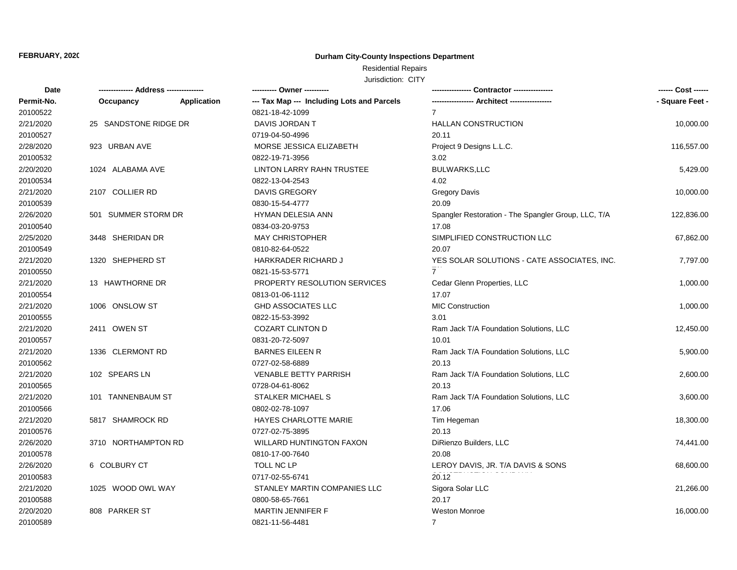**FEBRUARY, 2020**

**Durham City-County Inspections Department**

Residential Repairs

Jurisdiction: CITY

| Date<br>Permit-No. | ------------- Address ---------------<br>Occupancy Application | ---------- Owner ----------<br>--- Tax Map --- Including Lots and Parcels | ---------------- Contractor ----------------<br>----------------- Architect ----------------- | ------ Cost ------<br>- Square Feet - |
|---|---|---|---|---|
| 20100522 | | 0821-18-42-1099 | 7 | |
| 2/21/2020 | 25 SANDSTONE RIDGE DR | DAVIS JORDAN T | HALLAN CONSTRUCTION | 10,000.00 |
| 20100527 | | 0719-04-50-4996 | 20.11 | |
| 2/28/2020 | 923 URBAN AVE | MORSE JESSICA ELIZABETH | Project 9 Designs L.L.C. | 116,557.00 |
| 20100532 | | 0822-19-71-3956 | 3.02 | |
| 2/20/2020 | 1024 ALABAMA AVE | LINTON LARRY RAHN TRUSTEE | BULWARKS,LLC | 5,429.00 |
| 20100534 | | 0822-13-04-2543 | 4.02 | |
| 2/21/2020 | 2107 COLLIER RD | DAVIS GREGORY | Gregory Davis | 10,000.00 |
| 20100539 | | 0830-15-54-4777 | 20.09 | |
| 2/26/2020 | 501 SUMMER STORM DR | HYMAN DELESIA ANN | Spangler Restoration - The Spangler Group, LLC, T/A | 122,836.00 |
| 20100540 | | 0834-03-20-9753 | 17.08 | |
| 2/25/2020 | 3448 SHERIDAN DR | MAY CHRISTOPHER | SIMPLIFIED CONSTRUCTION LLC | 67,862.00 |
| 20100549 | | 0810-82-64-0522 | 20.07 | |
| 2/21/2020 | 1320 SHEPHERD ST | HARKRADER RICHARD J | YES SOLAR SOLUTIONS - CATE ASSOCIATES, INC. | 7,797.00 |
| 20100550 | | 0821-15-53-5771 | 7 | |
| 2/21/2020 | 13 HAWTHORNE DR | PROPERTY RESOLUTION SERVICES | Cedar Glenn Properties, LLC | 1,000.00 |
| 20100554 | | 0813-01-06-1112 | 17.07 | |
| 2/21/2020 | 1006 ONSLOW ST | GHD ASSOCIATES LLC | MIC Construction | 1,000.00 |
| 20100555 | | 0822-15-53-3992 | 3.01 | |
| 2/21/2020 | 2411 OWEN ST | COZART CLINTON D | Ram Jack T/A Foundation Solutions, LLC | 12,450.00 |
| 20100557 | | 0831-20-72-5097 | 10.01 | |
| 2/21/2020 | 1336 CLERMONT RD | BARNES EILEEN R | Ram Jack T/A Foundation Solutions, LLC | 5,900.00 |
| 20100562 | | 0727-02-58-6889 | 20.13 | |
| 2/21/2020 | 102 SPEARS LN | VENABLE BETTY PARRISH | Ram Jack T/A Foundation Solutions, LLC | 2,600.00 |
| 20100565 | | 0728-04-61-8062 | 20.13 | |
| 2/21/2020 | 101 TANNENBAUM ST | STALKER MICHAEL S | Ram Jack T/A Foundation Solutions, LLC | 3,600.00 |
| 20100566 | | 0802-02-78-1097 | 17.06 | |
| 2/21/2020 | 5817 SHAMROCK RD | HAYES CHARLOTTE MARIE | Tim Hegeman | 18,300.00 |
| 20100576 | | 0727-02-75-3895 | 20.13 | |
| 2/26/2020 | 3710 NORTHAMPTON RD | WILLARD HUNTINGTON FAXON | DiRienzo Builders, LLC | 74,441.00 |
| 20100578 | | 0810-17-00-7640 | 20.08 | |
| 2/26/2020 | 6 COLBURY CT | TOLL NC LP | LEROY DAVIS, JR. T/A DAVIS & SONS | 68,600.00 |
| 20100583 | | 0717-02-55-6741 | 20.12 | |
| 2/21/2020 | 1025 WOOD OWL WAY | STANLEY MARTIN COMPANIES LLC | Sigora Solar LLC | 21,266.00 |
| 20100588 | | 0800-58-65-7661 | 20.17 | |
| 2/20/2020 | 808 PARKER ST | MARTIN JENNIFER F | Weston Monroe | 16,000.00 |
| 20100589 | | 0821-11-56-4481 | 7 | |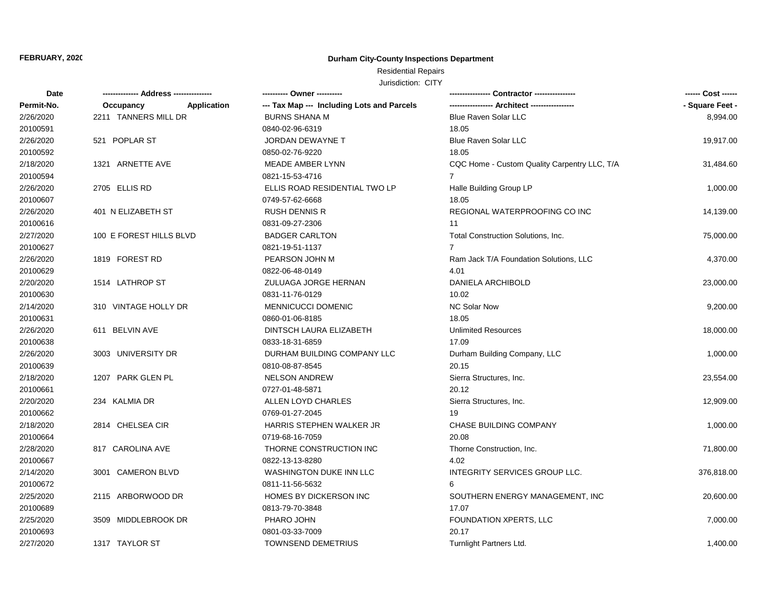FEBRUARY, 2020

**Durham City-County Inspections Department**

Residential Repairs

Jurisdiction: CITY

| Date | ------------- Address -------------- | ---------- Owner ---------- | --------------- Contractor --------------- | ------ Cost ------ |
|---|---|---|---|---|
| Permit-No. | Occupancy Application | --- Tax Map --- Including Lots and Parcels | ---------------- Architect ---------------- | - Square Feet - |
| 2/26/2020 | 2211 TANNERS MILL DR | BURNS SHANA M | Blue Raven Solar LLC | 8,994.00 |
| 20100591 | | 0840-02-96-6319 | 18.05 | |
| 2/26/2020 | 521 POPLAR ST | JORDAN DEWAYNE T | Blue Raven Solar LLC | 19,917.00 |
| 20100592 | | 0850-02-76-9220 | 18.05 | |
| 2/18/2020 | 1321 ARNETTE AVE | MEADE AMBER LYNN | CQC Home - Custom Quality Carpentry LLC, T/A | 31,484.60 |
| 20100594 | | 0821-15-53-4716 | 7 | |
| 2/26/2020 | 2705 ELLIS RD | ELLIS ROAD RESIDENTIAL TWO LP | Halle Building Group LP | 1,000.00 |
| 20100607 | | 0749-57-62-6668 | 18.05 | |
| 2/26/2020 | 401 N ELIZABETH ST | RUSH DENNIS R | REGIONAL WATERPROOFING CO INC | 14,139.00 |
| 20100616 | | 0831-09-27-2306 | 11 | |
| 2/27/2020 | 100 E FOREST HILLS BLVD | BADGER CARLTON | Total Construction Solutions, Inc. | 75,000.00 |
| 20100627 | | 0821-19-51-1137 | 7 | |
| 2/26/2020 | 1819 FOREST RD | PEARSON JOHN M | Ram Jack T/A Foundation Solutions, LLC | 4,370.00 |
| 20100629 | | 0822-06-48-0149 | 4.01 | |
| 2/20/2020 | 1514 LATHROP ST | ZULUAGA JORGE HERNAN | DANIELA ARCHIBOLD | 23,000.00 |
| 20100630 | | 0831-11-76-0129 | 10.02 | |
| 2/14/2020 | 310 VINTAGE HOLLY DR | MENNICUCCI DOMENIC | NC Solar Now | 9,200.00 |
| 20100631 | | 0860-01-06-8185 | 18.05 | |
| 2/26/2020 | 611 BELVIN AVE | DINTSCH LAURA ELIZABETH | Unlimited Resources | 18,000.00 |
| 20100638 | | 0833-18-31-6859 | 17.09 | |
| 2/26/2020 | 3003 UNIVERSITY DR | DURHAM BUILDING COMPANY LLC | Durham Building Company, LLC | 1,000.00 |
| 20100639 | | 0810-08-87-8545 | 20.15 | |
| 2/18/2020 | 1207 PARK GLEN PL | NELSON ANDREW | Sierra Structures, Inc. | 23,554.00 |
| 20100661 | | 0727-01-48-5871 | 20.12 | |
| 2/20/2020 | 234 KALMIA DR | ALLEN LOYD CHARLES | Sierra Structures, Inc. | 12,909.00 |
| 20100662 | | 0769-01-27-2045 | 19 | |
| 2/18/2020 | 2814 CHELSEA CIR | HARRIS STEPHEN WALKER JR | CHASE BUILDING COMPANY | 1,000.00 |
| 20100664 | | 0719-68-16-7059 | 20.08 | |
| 2/28/2020 | 817 CAROLINA AVE | THORNE CONSTRUCTION INC | Thorne Construction, Inc. | 71,800.00 |
| 20100667 | | 0822-13-13-8280 | 4.02 | |
| 2/14/2020 | 3001 CAMERON BLVD | WASHINGTON DUKE INN LLC | INTEGRITY SERVICES GROUP LLC. | 376,818.00 |
| 20100672 | | 0811-11-56-5632 | 6 | |
| 2/25/2020 | 2115 ARBORWOOD DR | HOMES BY DICKERSON INC | SOUTHERN ENERGY MANAGEMENT, INC | 20,600.00 |
| 20100689 | | 0813-79-70-3848 | 17.07 | |
| 2/25/2020 | 3509 MIDDLEBROOK DR | PHARO JOHN | FOUNDATION XPERTS, LLC | 7,000.00 |
| 20100693 | | 0801-03-33-7009 | 20.17 | |
| 2/27/2020 | 1317 TAYLOR ST | TOWNSEND DEMETRIUS | Turnlight Partners Ltd. | 1,400.00 |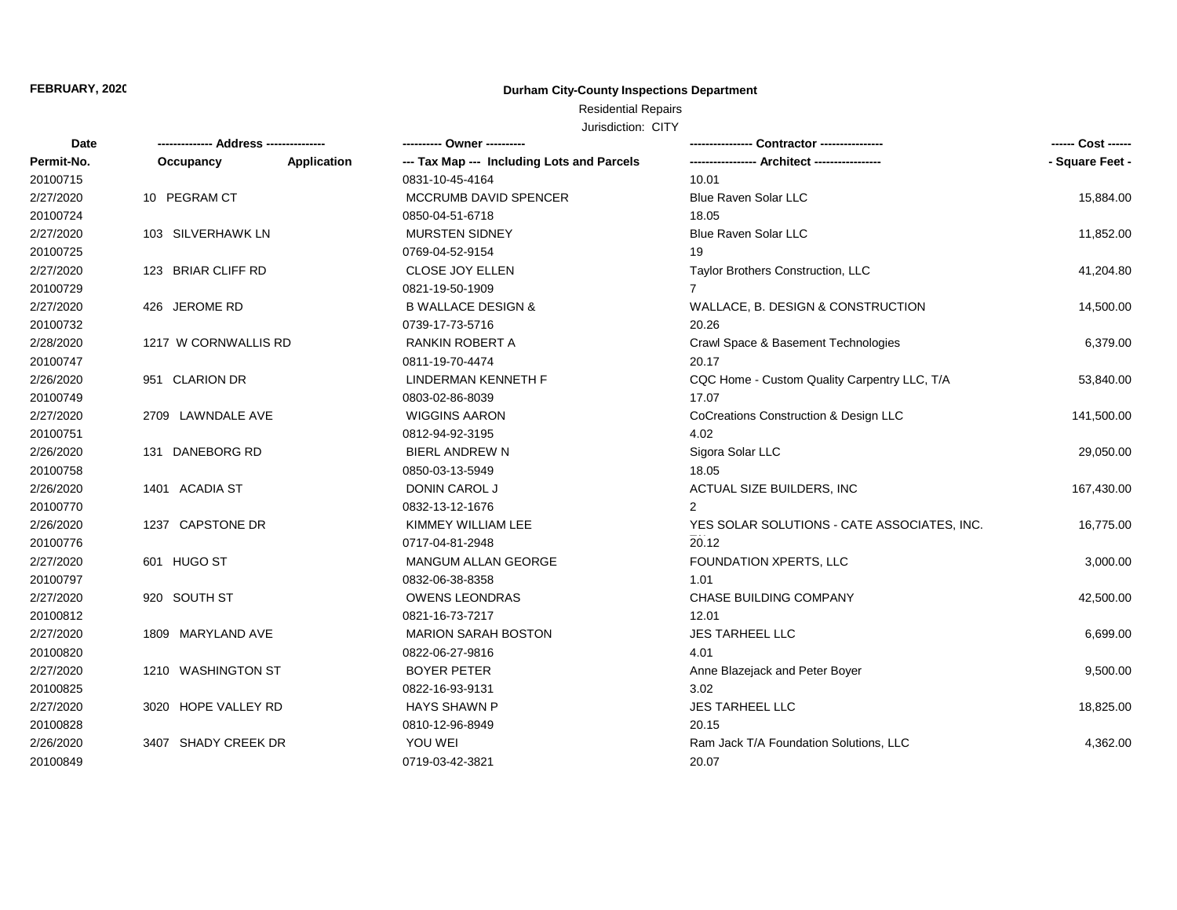**FEBRUARY, 2020**

**Durham City-County Inspections Department**

Residential Repairs

Jurisdiction: CITY

| Date<br>Permit-No. | ------------- Address --------------<br>Occupancy | Application | ---------- Owner ----------<br>--- Tax Map --- Including Lots and Parcels | --------------- Contractor ---------------<br>---------------- Architect ---------------- | ------ Cost ------<br>- Square Feet - |
|---|---|---|---|---|---|
| 20100715 | | | 0831-10-45-4164 | 10.01 | |
| 2/27/2020 | 10 PEGRAM CT | | MCCRUMB DAVID SPENCER | Blue Raven Solar LLC | 15,884.00 |
| 20100724 | | | 0850-04-51-6718 | 18.05 | |
| 2/27/2020 | 103 SILVERHAWK LN | | MURSTEN SIDNEY | Blue Raven Solar LLC | 11,852.00 |
| 20100725 | | | 0769-04-52-9154 | 19 | |
| 2/27/2020 | 123 BRIAR CLIFF RD | | CLOSE JOY ELLEN | Taylor Brothers Construction, LLC | 41,204.80 |
| 20100729 | | | 0821-19-50-1909 | 7 | |
| 2/27/2020 | 426 JEROME RD | | B WALLACE DESIGN & | WALLACE, B. DESIGN & CONSTRUCTION | 14,500.00 |
| 20100732 | | | 0739-17-73-5716 | 20.26 | |
| 2/28/2020 | 1217 W CORNWALLIS RD | | RANKIN ROBERT A | Crawl Space & Basement Technologies | 6,379.00 |
| 20100747 | | | 0811-19-70-4474 | 20.17 | |
| 2/26/2020 | 951 CLARION DR | | LINDERMAN KENNETH F | CQC Home - Custom Quality Carpentry LLC, T/A | 53,840.00 |
| 20100749 | | | 0803-02-86-8039 | 17.07 | |
| 2/27/2020 | 2709 LAWNDALE AVE | | WIGGINS AARON | CoCreations Construction & Design LLC | 141,500.00 |
| 20100751 | | | 0812-94-92-3195 | 4.02 | |
| 2/26/2020 | 131 DANEBORG RD | | BIERL ANDREW N | Sigora Solar LLC | 29,050.00 |
| 20100758 | | | 0850-03-13-5949 | 18.05 | |
| 2/26/2020 | 1401 ACADIA ST | | DONIN CAROL J | ACTUAL SIZE BUILDERS, INC | 167,430.00 |
| 20100770 | | | 0832-13-12-1676 | 2 | |
| 2/26/2020 | 1237 CAPSTONE DR | | KIMMEY WILLIAM LEE | YES SOLAR SOLUTIONS - CATE ASSOCIATES, INC. | 16,775.00 |
| 20100776 | | | 0717-04-81-2948 | 20.12 | |
| 2/27/2020 | 601 HUGO ST | | MANGUM ALLAN GEORGE | FOUNDATION XPERTS, LLC | 3,000.00 |
| 20100797 | | | 0832-06-38-8358 | 1.01 | |
| 2/27/2020 | 920 SOUTH ST | | OWENS LEONDRAS | CHASE BUILDING COMPANY | 42,500.00 |
| 20100812 | | | 0821-16-73-7217 | 12.01 | |
| 2/27/2020 | 1809 MARYLAND AVE | | MARION SARAH BOSTON | JES TARHEEL LLC | 6,699.00 |
| 20100820 | | | 0822-06-27-9816 | 4.01 | |
| 2/27/2020 | 1210 WASHINGTON ST | | BOYER PETER | Anne Blazejack and Peter Boyer | 9,500.00 |
| 20100825 | | | 0822-16-93-9131 | 3.02 | |
| 2/27/2020 | 3020 HOPE VALLEY RD | | HAYS SHAWN P | JES TARHEEL LLC | 18,825.00 |
| 20100828 | | | 0810-12-96-8949 | 20.15 | |
| 2/26/2020 | 3407 SHADY CREEK DR | | YOU WEI | Ram Jack T/A Foundation Solutions, LLC | 4,362.00 |
| 20100849 | | | 0719-03-42-3821 | 20.07 | |